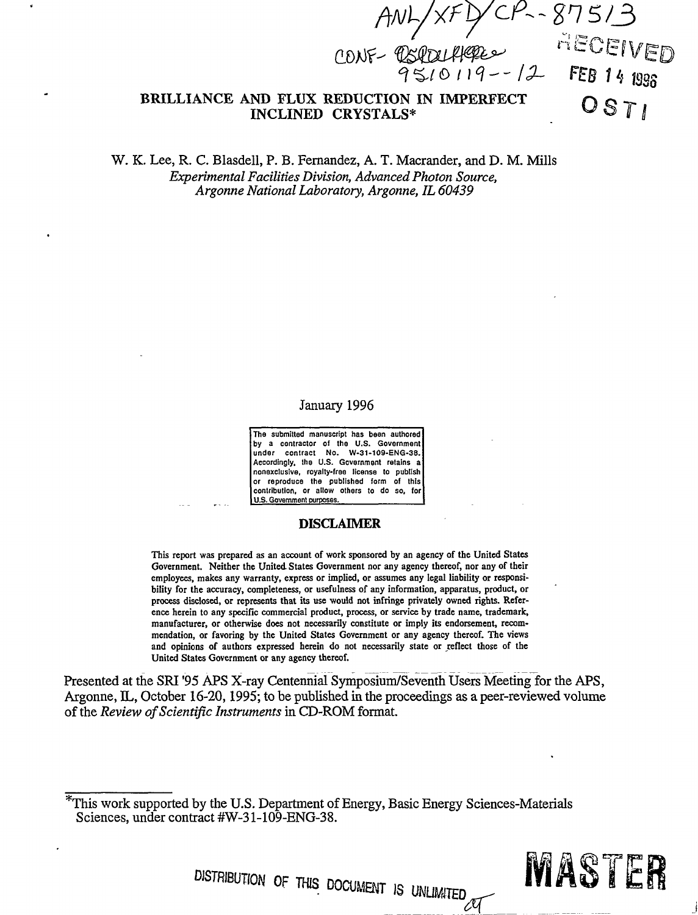ANL/XFD/CP--87513

CONF-9510119--12

RECEIVED
FEB 14 1996
OSTI

# BRILLIANCE AND FLUX REDUCTION IN IMPERFECT INCLINED CRYSTALS*

W. K. Lee, R. C. Blasdell, P. B. Fernandez, A. T. Macrander, and D. M. Mills

*Experimental Facilities Division, Advanced Photon Source, Argonne National Laboratory, Argonne, IL 60439*

January 1996

The submitted manuscript has been authored by a contractor of the U.S. Government under contract No. W-31-109-ENG-38. Accordingly, the U.S. Government retains a nonexclusive, royalty-free license to publish or reproduce the published form of this contribution, or allow others to do so, for U.S. Government purposes.

## DISCLAIMER

This report was prepared as an account of work sponsored by an agency of the United States Government. Neither the United States Government nor any agency thereof, nor any of their employees, makes any warranty, express or implied, or assumes any legal liability or responsibility for the accuracy, completeness, or usefulness of any information, apparatus, product, or process disclosed, or represents that its use would not infringe privately owned rights. Reference herein to any specific commercial product, process, or service by trade name, trademark, manufacturer, or otherwise does not necessarily constitute or imply its endorsement, recommendation, or favoring by the United States Government or any agency thereof. The views and opinions of authors expressed herein do not necessarily state or reflect those of the United States Government or any agency thereof.

Presented at the SRI '95 APS X-ray Centennial Symposium/Seventh Users Meeting for the APS, Argonne, IL, October 16-20, 1995; to be published in the proceedings as a peer-reviewed volume of the *Review of Scientific Instruments* in CD-ROM format.

*This work supported by the U.S. Department of Energy, Basic Energy Sciences-Materials Sciences, under contract #W-31-109-ENG-38.

DISTRIBUTION OF THIS DOCUMENT IS UNLIMITED

MASTER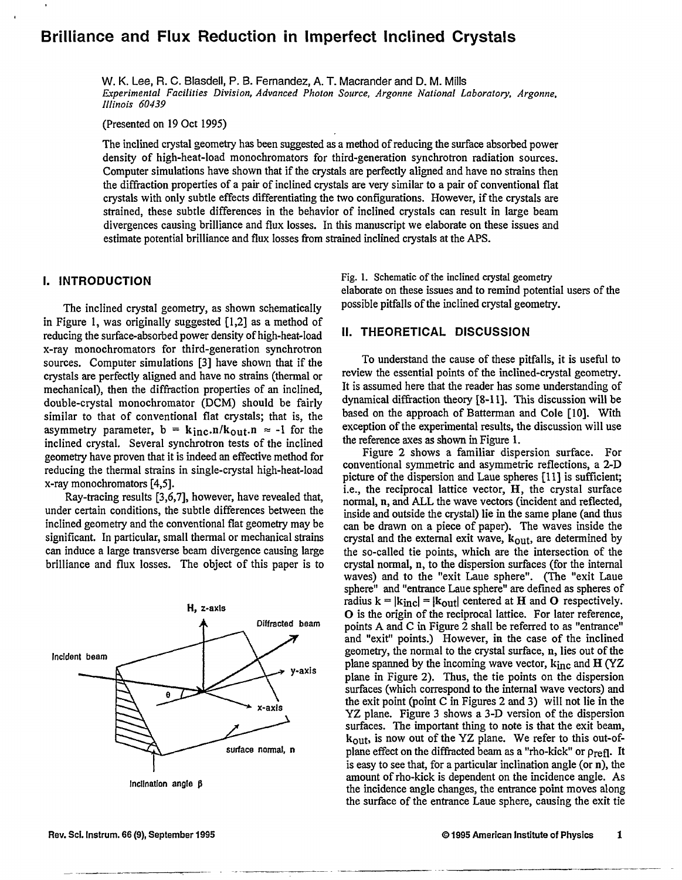# Brilliance and Flux Reduction in Imperfect Inclined Crystals

W. K. Lee, R. C. Blasdell, P. B. Fernandez, A. T. Macrander and D. M. Mills

*Experimental Facilities Division, Advanced Photon Source, Argonne National Laboratory, Argonne, Illinois 60439*

(Presented on 19 Oct 1995)

The inclined crystal geometry has been suggested as a method of reducing the surface absorbed power density of high-heat-load monochromators for third-generation synchrotron radiation sources. Computer simulations have shown that if the crystals are perfectly aligned and have no strains then the diffraction properties of a pair of inclined crystals are very similar to a pair of conventional flat crystals with only subtle effects differentiating the two configurations. However, if the crystals are strained, these subtle differences in the behavior of inclined crystals can result in large beam divergences causing brilliance and flux losses. In this manuscript we elaborate on these issues and estimate potential brilliance and flux losses from strained inclined crystals at the APS.

## I. INTRODUCTION

The inclined crystal geometry, as shown schematically in Figure 1, was originally suggested [1,2] as a method of reducing the surface-absorbed power density of high-heat-load x-ray monochromators for third-generation synchrotron sources. Computer simulations [3] have shown that if the crystals are perfectly aligned and have no strains (thermal or mechanical), then the diffraction properties of an inclined, double-crystal monochromator (DCM) should be fairly similar to that of conventional flat crystals; that is, the asymmetry parameter, $b = \mathbf{k}_{inc}\cdot\mathbf{n}/\mathbf{k}_{out}\cdot\mathbf{n} \approx -1$ for the inclined crystal. Several synchrotron tests of the inclined geometry have proven that it is indeed an effective method for reducing the thermal strains in single-crystal high-heat-load x-ray monochromators [4,5].

Ray-tracing results [3,6,7], however, have revealed that, under certain conditions, the subtle differences between the inclined geometry and the conventional flat geometry may be significant. In particular, small thermal or mechanical strains can induce a large transverse beam divergence causing large brilliance and flux losses. The object of this paper is to elaborate on these issues and to remind potential users of the possible pitfalls of the inclined crystal geometry.

H, z-axis

Diffracted beam

Incident beam

y-axis

θ

x-axis

surface normal, n

Inclination angle β

Fig. 1. Schematic of the inclined crystal geometry

## II. THEORETICAL DISCUSSION

To understand the cause of these pitfalls, it is useful to review the essential points of the inclined-crystal geometry. It is assumed here that the reader has some understanding of dynamical diffraction theory [8-11]. This discussion will be based on the approach of Batterman and Cole [10]. With exception of the experimental results, the discussion will use the reference axes as shown in Figure 1.

Figure 2 shows a familiar dispersion surface. For conventional symmetric and asymmetric reflections, a 2-D picture of the dispersion and Laue spheres [11] is sufficient; i.e., the reciprocal lattice vector, **H**, the crystal surface normal, **n**, and ALL the wave vectors (incident and reflected, inside and outside the crystal) lie in the same plane (and thus can be drawn on a piece of paper). The waves inside the crystal and the external exit wave, $\mathbf{k}_{out}$, are determined by the so-called tie points, which are the intersection of the crystal normal, **n**, to the dispersion surfaces (for the internal waves) and to the "exit Laue sphere". (The "exit Laue sphere" and "entrance Laue sphere" are defined as spheres of radius $k = |\mathbf{k}_{inc}| = |\mathbf{k}_{out}|$ centered at **H** and **O** respectively. **O** is the origin of the reciprocal lattice. For later reference, points A and C in Figure 2 shall be referred to as "entrance" and "exit" points.) However, in the case of the inclined geometry, the normal to the crystal surface, **n**, lies out of the plane spanned by the incoming wave vector, $\mathbf{k}_{inc}$ and **H** (YZ plane in Figure 2). Thus, the tie points on the dispersion surfaces (which correspond to the internal wave vectors) and the exit point (point C in Figures 2 and 3) will not lie in the YZ plane. Figure 3 shows a 3-D version of the dispersion surfaces. The important thing to note is that the exit beam, $\mathbf{k}_{out}$, is now out of the YZ plane. We refer to this out-of-plane effect on the diffracted beam as a "rho-kick" or $\rho_{refl}$. It is easy to see that, for a particular inclination angle (or **n**), the amount of rho-kick is dependent on the incidence angle. As the incidence angle changes, the entrance point moves along the surface of the entrance Laue sphere, causing the exit tie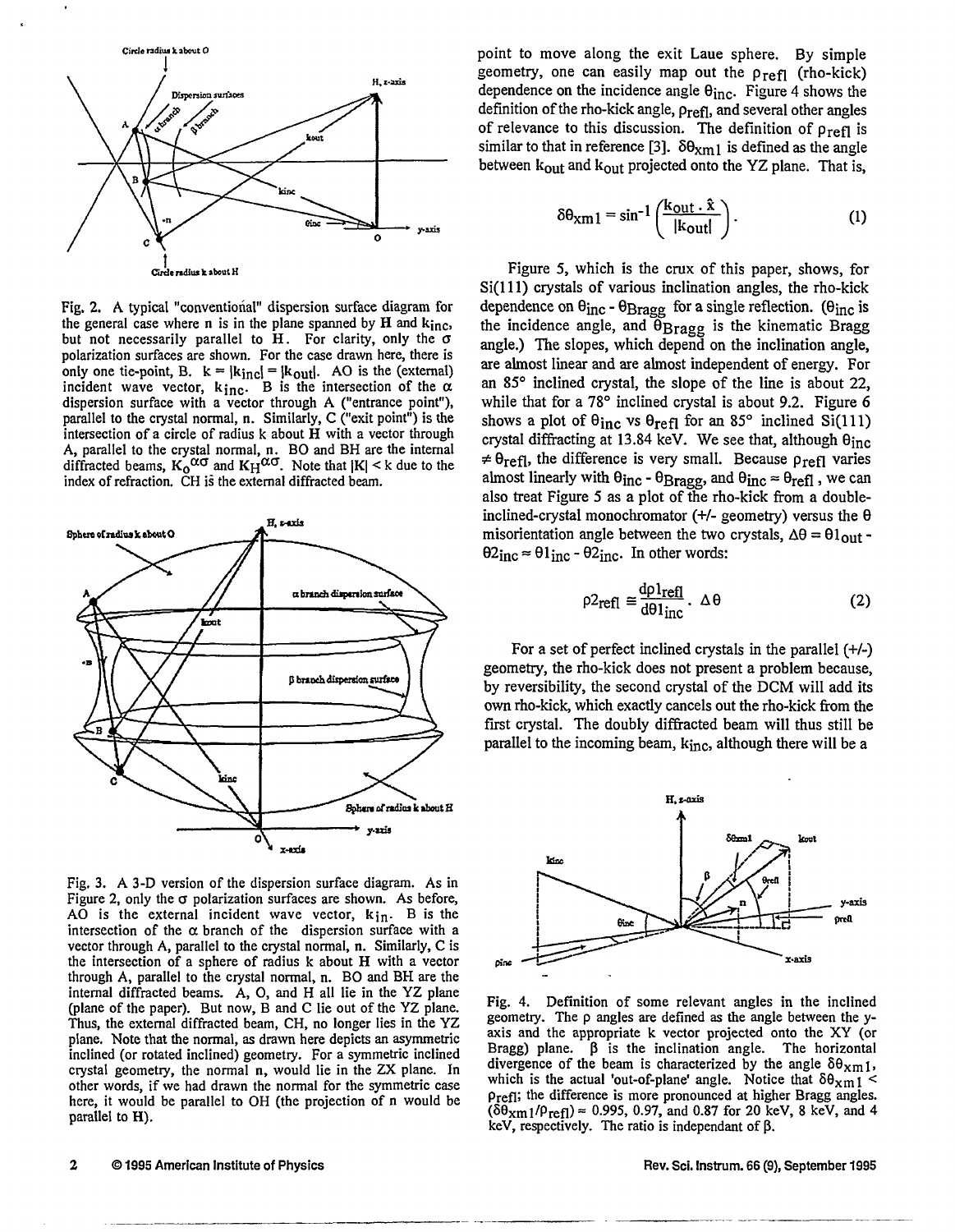Fig. 2. A typical "conventional" dispersion surface diagram for the general case where n is in the plane spanned by H and $k_{inc}$, but not necessarily parallel to H. For clarity, only the σ polarization surfaces are shown. For the case drawn here, there is only one tie-point, B. $k = |k_{inc}| = |k_{out}|$. AO is the (external) incident wave vector, $k_{inc}$. B is the intersection of the α dispersion surface with a vector through A ("entrance point"), parallel to the crystal normal, n. Similarly, C ("exit point") is the intersection of a circle of radius k about H with a vector through A, parallel to the crystal normal, n. BO and BH are the internal diffracted beams, $K_0^{\alpha\sigma}$ and $K_H^{\alpha\sigma}$. Note that $|K| < k$ due to the index of refraction. CH is the external diffracted beam.

Fig. 3. A 3-D version of the dispersion surface diagram. As in Figure 2, only the σ polarization surfaces are shown. As before, AO is the external incident wave vector, $k_{in}$. B is the intersection of the α branch of the dispersion surface with a vector through A, parallel to the crystal normal, n. Similarly, C is the intersection of a sphere of radius k about H with a vector through A, parallel to the crystal normal, n. BO and BH are the internal diffracted beams. A, O, and H all lie in the YZ plane (plane of the paper). But now, B and C lie out of the YZ plane. Thus, the external diffracted beam, CH, no longer lies in the YZ plane. Note that the normal, as drawn here depicts an asymmetric inclined (or rotated inclined) geometry. For a symmetric inclined crystal geometry, the normal n, would lie in the ZX plane. In other words, if we had drawn the normal for the symmetric case here, it would be parallel to OH (the projection of n would be parallel to H).

point to move along the exit Laue sphere. By simple geometry, one can easily map out the $\rho_{refl}$ (rho-kick) dependence on the incidence angle $\theta_{inc}$. Figure 4 shows the definition of the rho-kick angle, $\rho_{refl}$, and several other angles of relevance to this discussion. The definition of $\rho_{refl}$ is similar to that in reference [3]. $\delta\theta_{xm1}$ is defined as the angle between $k_{out}$ and $k_{out}$ projected onto the YZ plane. That is,

$$\delta\theta_{xm1} = \sin^{-1}\left(\frac{k_{out} \cdot \hat{x}}{|k_{out}|}\right). \tag{1}$$

Figure 5, which is the crux of this paper, shows, for Si(111) crystals of various inclination angles, the rho-kick dependence on $\theta_{inc} - \theta_{Bragg}$ for a single reflection. ($\theta_{inc}$ is the incidence angle, and $\theta_{Bragg}$ is the kinematic Bragg angle.) The slopes, which depend on the inclination angle, are almost linear and are almost independent of energy. For an 85° inclined crystal, the slope of the line is about 22, while that for a 78° inclined crystal is about 9.2. Figure 6 shows a plot of $\theta_{inc}$ vs $\theta_{refl}$ for an 85° inclined Si(111) crystal diffracting at 13.84 keV. We see that, although $\theta_{inc} \neq \theta_{refl}$, the difference is very small. Because $\rho_{refl}$ varies almost linearly with $\theta_{inc} - \theta_{Bragg}$, and $\theta_{inc} \approx \theta_{refl}$, we can also treat Figure 5 as a plot of the rho-kick from a double-inclined-crystal monochromator (+/- geometry) versus the θ misorientation angle between the two crystals, $\Delta\theta = \theta1_{out} - \theta2_{inc} \approx \theta1_{inc} - \theta2_{inc}$. In other words:

$$\rho2_{refl} \cong \frac{d\rho1_{refl}}{d\theta1_{inc}} \cdot \Delta\theta \tag{2}$$

For a set of perfect inclined crystals in the parallel (+/-) geometry, the rho-kick does not present a problem because, by reversibility, the second crystal of the DCM will add its own rho-kick, which exactly cancels out the rho-kick from the first crystal. The doubly diffracted beam will thus still be parallel to the incoming beam, $k_{inc}$, although there will be a

Fig. 4. Definition of some relevant angles in the inclined geometry. The ρ angles are defined as the angle between the y-axis and the appropriate k vector projected onto the XY (or Bragg) plane. β is the inclination angle. The horizontal divergence of the beam is characterized by the angle $\delta\theta_{xm1}$, which is the actual 'out-of-plane' angle. Notice that $\delta\theta_{xm1} < \rho_{refl}$; the difference is more pronounced at higher Bragg angles. $(\delta\theta_{xm1}/\rho_{refl}) \approx 0.995$, 0.97, and 0.87 for 20 keV, 8 keV, and 4 keV, respectively. The ratio is independant of β.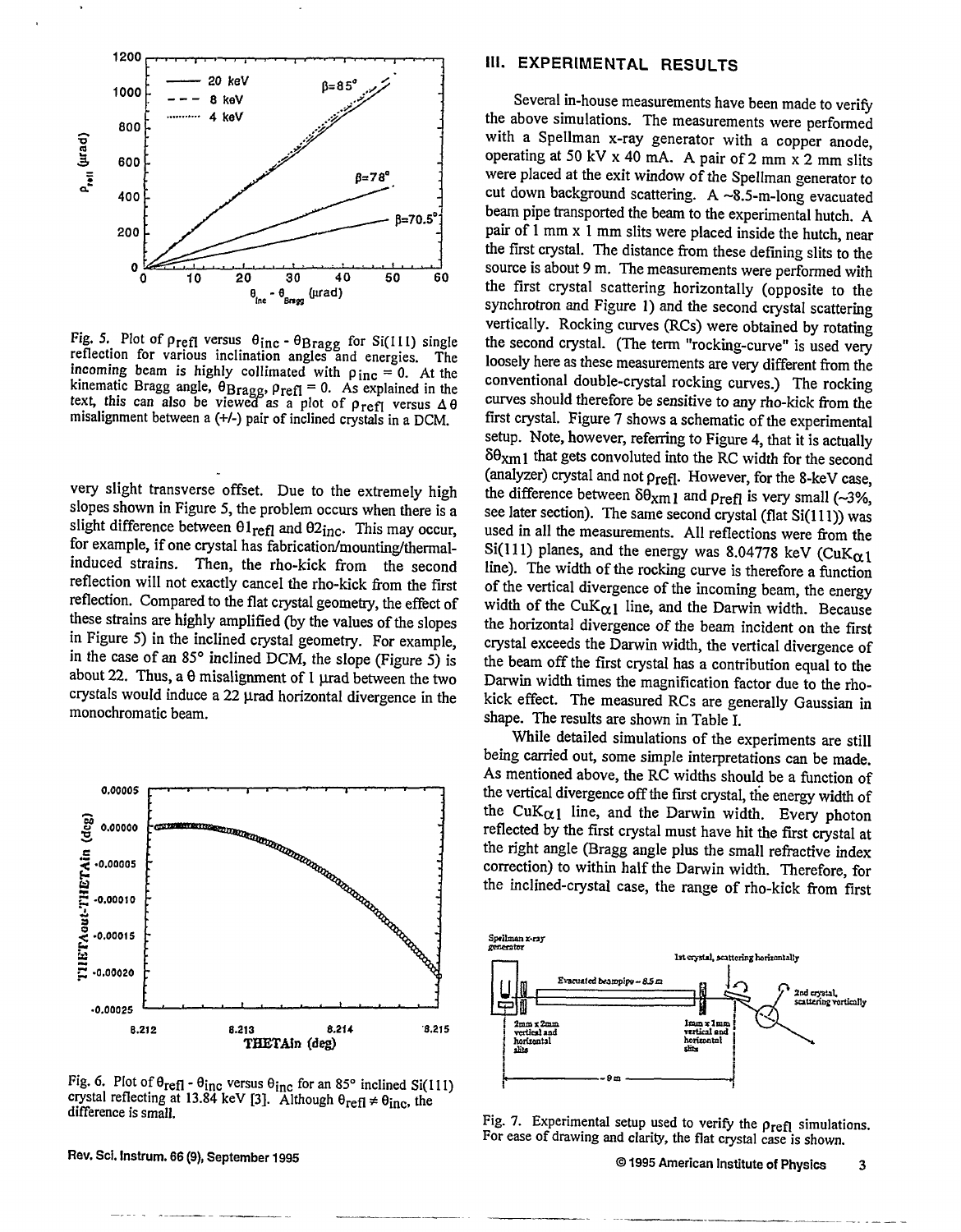1200

1000

800

600

400

200

0

$\rho_{refl}$ (μrad)

0 10 20 30 40 50 60

$\theta_{inc} - \theta_{Bragg}$ (μrad)

—— 20 keV

- - - 8 keV

........ 4 keV

β=85°

β=78°

β=70.5°

Fig. 5. Plot of $\rho_{refl}$ versus $\theta_{inc} - \theta_{Bragg}$ for Si(111) single reflection for various inclination angles and energies. The incoming beam is highly collimated with $\rho_{inc} = 0$. At the kinematic Bragg angle, $\theta_{Bragg}$, $\rho_{refl} = 0$. As explained in the text, this can also be viewed as a plot of $\rho_{refl}$ versus $\Delta\theta$ misalignment between a (+/-) pair of inclined crystals in a DCM.

very slight transverse offset. Due to the extremely high slopes shown in Figure 5, the problem occurs when there is a slight difference between $\theta 1_{refl}$ and $\theta 2_{inc}$. This may occur, for example, if one crystal has fabrication/mounting/thermal-induced strains. Then, the rho-kick from the second reflection will not exactly cancel the rho-kick from the first reflection. Compared to the flat crystal geometry, the effect of these strains are highly amplified (by the values of the slopes in Figure 5) in the inclined crystal geometry. For example, in the case of an 85° inclined DCM, the slope (Figure 5) is about 22. Thus, a θ misalignment of 1 μrad between the two crystals would induce a 22 μrad horizontal divergence in the monochromatic beam.

0.00005

0.00000

-0.00005

-0.00010

-0.00015

-0.00020

-0.00025

THETAout-THETAin (deg)

8.212 8.213 8.214 8.215

THETAin (deg)

Fig. 6. Plot of $\theta_{refl} - \theta_{inc}$ versus $\theta_{inc}$ for an 85° inclined Si(111) crystal reflecting at 13.84 keV [3]. Although $\theta_{refl} \neq \theta_{inc}$, the difference is small.

## III. EXPERIMENTAL RESULTS

Several in-house measurements have been made to verify the above simulations. The measurements were performed with a Spellman x-ray generator with a copper anode, operating at 50 kV x 40 mA. A pair of 2 mm x 2 mm slits were placed at the exit window of the Spellman generator to cut down background scattering. A ~8.5-m-long evacuated beam pipe transported the beam to the experimental hutch. A pair of 1 mm x 1 mm slits were placed inside the hutch, near the first crystal. The distance from these defining slits to the source is about 9 m. The measurements were performed with the first crystal scattering horizontally (opposite to the synchrotron and Figure 1) and the second crystal scattering vertically. Rocking curves (RCs) were obtained by rotating the second crystal. (The term "rocking-curve" is used very loosely here as these measurements are very different from the conventional double-crystal rocking curves.) The rocking curves should therefore be sensitive to any rho-kick from the first crystal. Figure 7 shows a schematic of the experimental setup. Note, however, referring to Figure 4, that it is actually $\delta\theta_{xm1}$ that gets convoluted into the RC width for the second (analyzer) crystal and not $\rho_{refl}$. However, for the 8-keV case, the difference between $\delta\theta_{xm1}$ and $\rho_{refl}$ is very small (~3%, see later section). The same second crystal (flat Si(111)) was used in all the measurements. All reflections were from the Si(111) planes, and the energy was 8.04778 keV ($CuK_{\alpha 1}$ line). The width of the rocking curve is therefore a function of the vertical divergence of the incoming beam, the energy width of the $CuK_{\alpha 1}$ line, and the Darwin width. Because the horizontal divergence of the beam incident on the first crystal exceeds the Darwin width, the vertical divergence of the beam off the first crystal has a contribution equal to the Darwin width times the magnification factor due to the rho-kick effect. The measured RCs are generally Gaussian in shape. The results are shown in Table I.

While detailed simulations of the experiments are still being carried out, some simple interpretations can be made. As mentioned above, the RC widths should be a function of the vertical divergence off the first crystal, the energy width of the $CuK_{\alpha 1}$ line, and the Darwin width. Every photon reflected by the first crystal must have hit the first crystal at the right angle (Bragg angle plus the small refractive index correction) to within half the Darwin width. Therefore, for the inclined-crystal case, the range of rho-kick from first

Spellman x-ray generator

Evacuated beampipe - 8.5 m

1st crystal, scattering horizontally

2nd crystal, scattering vertically

2mm x 2mm vertical and horizontal slits

1mm x 1mm vertical and horizontal slits

~9 m

Fig. 7. Experimental setup used to verify the $\rho_{refl}$ simulations. For ease of drawing and clarity, the flat crystal case is shown.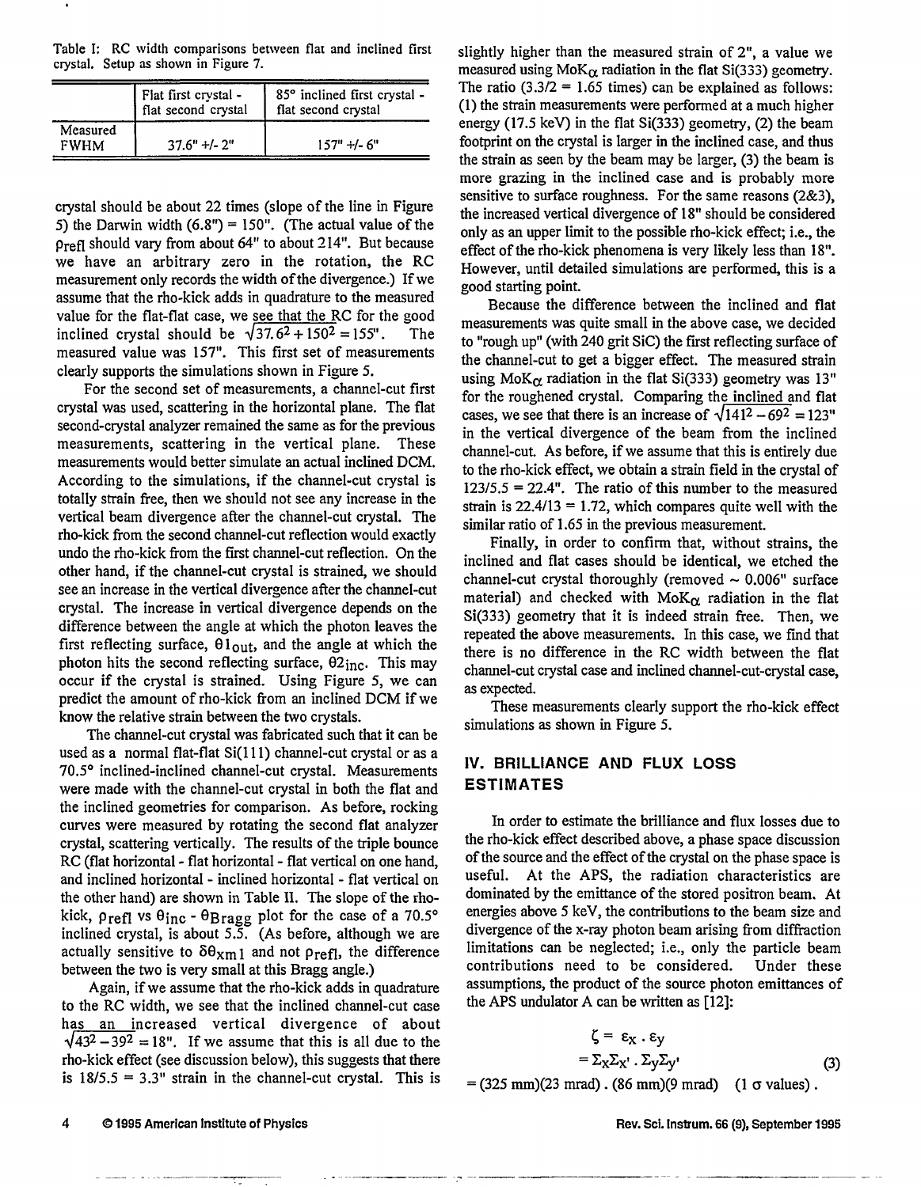Table I: RC width comparisons between flat and inclined first crystal. Setup as shown in Figure 7.

| | Flat first crystal - flat second crystal | 85° inclined first crystal - flat second crystal |
|---|---|---|
| Measured FWHM | 37.6" +/- 2" | 157" +/- 6" |

crystal should be about 22 times (slope of the line in Figure 5) the Darwin width (6.8") = 150". (The actual value of the $\rho_{refl}$ should vary from about 64" to about 214". But because we have an arbitrary zero in the rotation, the RC measurement only records the width of the divergence.) If we assume that the rho-kick adds in quadrature to the measured value for the flat-flat case, we see that the RC for the good inclined crystal should be $\sqrt{37.6^2 + 150^2} = 155"$. The measured value was 157". This first set of measurements clearly supports the simulations shown in Figure 5.

For the second set of measurements, a channel-cut first crystal was used, scattering in the horizontal plane. The flat second-crystal analyzer remained the same as for the previous measurements, scattering in the vertical plane. These measurements would better simulate an actual inclined DCM. According to the simulations, if the channel-cut crystal is totally strain free, then we should not see any increase in the vertical beam divergence after the channel-cut crystal. The rho-kick from the second channel-cut reflection would exactly undo the rho-kick from the first channel-cut reflection. On the other hand, if the channel-cut crystal is strained, we should see an increase in the vertical divergence after the channel-cut crystal. The increase in vertical divergence depends on the difference between the angle at which the photon leaves the first reflecting surface, $\theta1_{out}$, and the angle at which the photon hits the second reflecting surface, $\theta2_{inc}$. This may occur if the crystal is strained. Using Figure 5, we can predict the amount of rho-kick from an inclined DCM if we know the relative strain between the two crystals.

The channel-cut crystal was fabricated such that it can be used as a normal flat-flat Si(111) channel-cut crystal or as a 70.5° inclined-inclined channel-cut crystal. Measurements were made with the channel-cut crystal in both the flat and the inclined geometries for comparison. As before, rocking curves were measured by rotating the second flat analyzer crystal, scattering vertically. The results of the triple bounce RC (flat horizontal - flat horizontal - flat vertical on one hand, and inclined horizontal - inclined horizontal - flat vertical on the other hand) are shown in Table II. The slope of the rho-kick, $\rho_{refl}$ vs $\theta_{inc} - \theta_{Bragg}$ plot for the case of a 70.5° inclined crystal, is about 5.5. (As before, although we are actually sensitive to $\delta\theta_{xm1}$ and not $\rho_{refl}$, the difference between the two is very small at this Bragg angle.)

Again, if we assume that the rho-kick adds in quadrature to the RC width, we see that the inclined channel-cut case has an increased vertical divergence of about $\sqrt{43^2 - 39^2} = 18"$. If we assume that this is all due to the rho-kick effect (see discussion below), this suggests that there is 18/5.5 = 3.3" strain in the channel-cut crystal. This is slightly higher than the measured strain of 2", a value we measured using $MoK_\alpha$ radiation in the flat Si(333) geometry. The ratio (3.3/2 = 1.65 times) can be explained as follows: (1) the strain measurements were performed at a much higher energy (17.5 keV) in the flat Si(333) geometry, (2) the beam footprint on the crystal is larger in the inclined case, and thus the strain as seen by the beam may be larger, (3) the beam is more grazing in the inclined case and is probably more sensitive to surface roughness. For the same reasons (2&3), the increased vertical divergence of 18" should be considered only as an upper limit to the possible rho-kick effect; i.e., the effect of the rho-kick phenomena is very likely less than 18". However, until detailed simulations are performed, this is a good starting point.

Because the difference between the inclined and flat measurements was quite small in the above case, we decided to "rough up" (with 240 grit SiC) the first reflecting surface of the channel-cut to get a bigger effect. The measured strain using $MoK_\alpha$ radiation in the flat Si(333) geometry was 13" for the roughened crystal. Comparing the inclined and flat cases, we see that there is an increase of $\sqrt{141^2 - 69^2} = 123"$ in the vertical divergence of the beam from the inclined channel-cut. As before, if we assume that this is entirely due to the rho-kick effect, we obtain a strain field in the crystal of 123/5.5 = 22.4". The ratio of this number to the measured strain is 22.4/13 = 1.72, which compares quite well with the similar ratio of 1.65 in the previous measurement.

Finally, in order to confirm that, without strains, the inclined and flat cases should be identical, we etched the channel-cut crystal thoroughly (removed ~ 0.006" surface material) and checked with $MoK_\alpha$ radiation in the flat Si(333) geometry that it is indeed strain free. Then, we repeated the above measurements. In this case, we find that there is no difference in the RC width between the flat channel-cut crystal case and inclined channel-cut-crystal case, as expected.

These measurements clearly support the rho-kick effect simulations as shown in Figure 5.

## IV. BRILLIANCE AND FLUX LOSS ESTIMATES

In order to estimate the brilliance and flux losses due to the rho-kick effect described above, a phase space discussion of the source and the effect of the crystal on the phase space is useful. At the APS, the radiation characteristics are dominated by the emittance of the stored positron beam. At energies above 5 keV, the contributions to the beam size and divergence of the x-ray photon beam arising from diffraction limitations can be neglected; i.e., only the particle beam contributions need to be considered. Under these assumptions, the product of the source photon emittances of the APS undulator A can be written as [12]:

$$\begin{aligned} \zeta &= \varepsilon_x \cdot \varepsilon_y \\ &= \Sigma_x \Sigma_{x'} \cdot \Sigma_y \Sigma_{y'} \qquad (3) \\ &= (325\ \text{mm})(23\ \text{mrad}) \cdot (86\ \text{mm})(9\ \text{mrad}) \quad (1\ \sigma\ \text{values}). \end{aligned}$$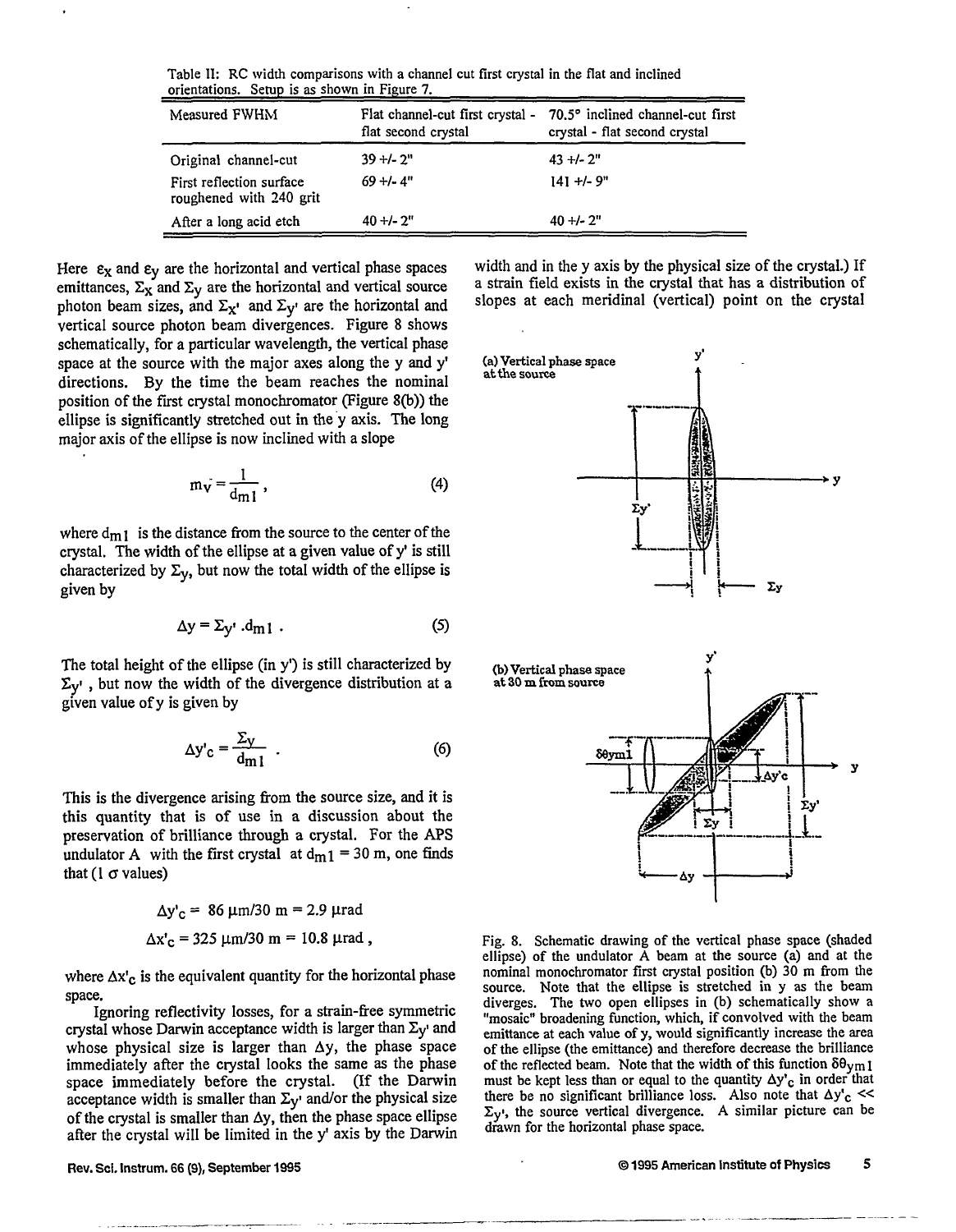Table II: RC width comparisons with a channel cut first crystal in the flat and inclined orientations. Setup is as shown in Figure 7.

| Measured FWHM | Flat channel-cut first crystal - flat second crystal | 70.5° inclined channel-cut first crystal - flat second crystal |
|---|---|---|
| Original channel-cut | 39 +/- 2" | 43 +/- 2" |
| First reflection surface roughened with 240 grit | 69 +/- 4" | 141 +/- 9" |
| After a long acid etch | 40 +/- 2" | 40 +/- 2" |

Here $\varepsilon_x$ and $\varepsilon_y$ are the horizontal and vertical phase spaces emittances, $\Sigma_x$ and $\Sigma_y$ are the horizontal and vertical source photon beam sizes, and $\Sigma_{x'}$ and $\Sigma_{y'}$ are the horizontal and vertical source photon beam divergences. Figure 8 shows schematically, for a particular wavelength, the vertical phase space at the source with the major axes along the y and y' directions. By the time the beam reaches the nominal position of the first crystal monochromator (Figure 8(b)) the ellipse is significantly stretched out in the y axis. The long major axis of the ellipse is now inclined with a slope

$$m_V = \frac{1}{d_{m1}}, \tag{4}$$

where $d_{m1}$ is the distance from the source to the center of the crystal. The width of the ellipse at a given value of y' is still characterized by $\Sigma_y$, but now the total width of the ellipse is given by

$$\Delta y = \Sigma_{y'} . d_{m1} . \tag{5}$$

The total height of the ellipse (in y') is still characterized by $\Sigma_{y'}$, but now the width of the divergence distribution at a given value of y is given by

$$\Delta y'_c = \frac{\Sigma_y}{d_{m1}} . \tag{6}$$

This is the divergence arising from the source size, and it is this quantity that is of use in a discussion about the preservation of brilliance through a crystal. For the APS undulator A with the first crystal at $d_{m1} = 30$ m, one finds that (1 $\sigma$ values)

$$\Delta y'_c = 86\ \mu\text{m}/30\ \text{m} = 2.9\ \mu\text{rad}$$

$$\Delta x'_c = 325\ \mu\text{m}/30\ \text{m} = 10.8\ \mu\text{rad},$$

where $\Delta x'_c$ is the equivalent quantity for the horizontal phase space.

Ignoring reflectivity losses, for a strain-free symmetric crystal whose Darwin acceptance width is larger than $\Sigma_{y'}$ and whose physical size is larger than $\Delta y$, the phase space immediately after the crystal looks the same as the phase space immediately before the crystal. (If the Darwin acceptance width is smaller than $\Sigma_{y'}$ and/or the physical size of the crystal is smaller than $\Delta y$, then the phase space ellipse after the crystal will be limited in the y' axis by the Darwin width and in the y axis by the physical size of the crystal.) If a strain field exists in the crystal that has a distribution of slopes at each meridinal (vertical) point on the crystal

(a) Vertical phase space at the source

y'

y

$\Sigma_{y'}$

$\Sigma_y$

(b) Vertical phase space at 30 m from source

y'

y

$\delta\theta_{ym1}$

$\Delta y'_c$

$\Sigma_{y'}$

$\Sigma_y$

$\Delta y$

Fig. 8. Schematic drawing of the vertical phase space (shaded ellipse) of the undulator A beam at the source (a) and at the nominal monochromator first crystal position (b) 30 m from the source. Note that the ellipse is stretched in y as the beam diverges. The two open ellipses in (b) schematically show a "mosaic" broadening function, which, if convolved with the beam emittance at each value of y, would significantly increase the area of the ellipse (the emittance) and therefore decrease the brilliance of the reflected beam. Note that the width of this function $\delta\theta_{ym1}$ must be kept less than or equal to the quantity $\Delta y'_c$ in order that there be no significant brilliance loss. Also note that $\Delta y'_c \ll \Sigma_{y'}$, the source vertical divergence. A similar picture can be drawn for the horizontal phase space.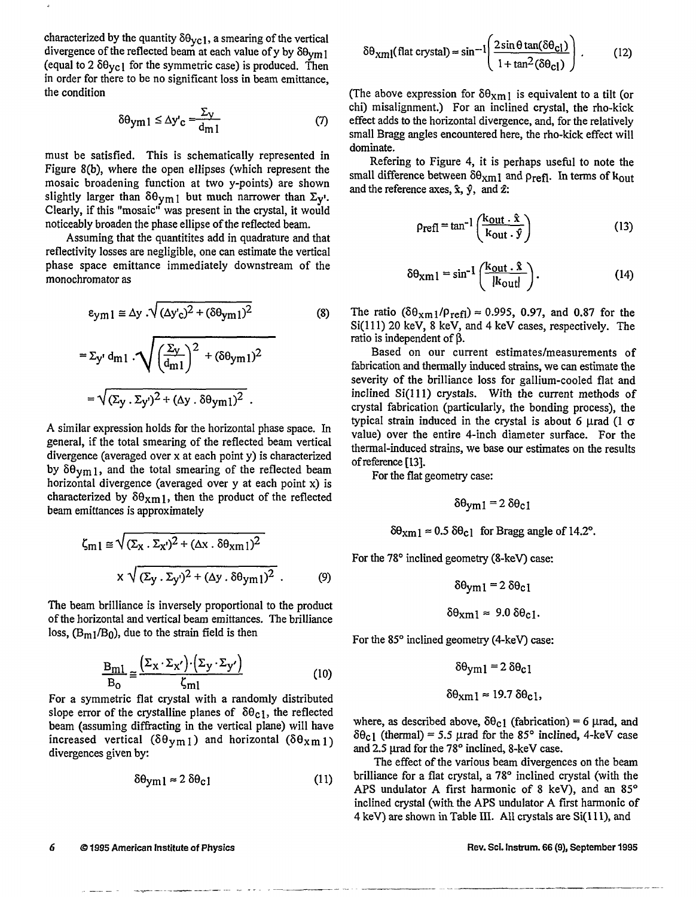characterized by the quantity $\delta\theta_{yc1}$, a smearing of the vertical divergence of the reflected beam at each value of y by $\delta\theta_{ym1}$ (equal to 2 $\delta\theta_{yc1}$ for the symmetric case) is produced. Then in order for there to be no significant loss in beam emittance, the condition

$$\delta\theta_{ym1} \leq \Delta y'_c = \frac{\Sigma_y}{d_{m1}} \tag{7}$$

must be satisfied. This is schematically represented in Figure 8(b), where the open ellipses (which represent the mosaic broadening function at two y-points) are shown slightly larger than $\delta\theta_{ym1}$ but much narrower than $\Sigma_{y'}$. Clearly, if this "mosaic" was present in the crystal, it would noticeably broaden the phase ellipse of the reflected beam.

Assuming that the quantitites add in quadrature and that reflectivity losses are negligible, one can estimate the vertical phase space emittance immediately downstream of the monochromator as

$$\varepsilon_{ym1} \cong \Delta y \cdot \sqrt{(\Delta y'_c)^2 + (\delta\theta_{ym1})^2} \tag{8}$$

$$= \Sigma_{y'}\, d_{m1} \cdot \sqrt{\left(\frac{\Sigma_y}{d_{m1}}\right)^2 + (\delta\theta_{ym1})^2}$$

$$= \sqrt{(\Sigma_y \cdot \Sigma_{y'})^2 + (\Delta y \cdot \delta\theta_{ym1})^2} \; .$$

A similar expression holds for the horizontal phase space. In general, if the total smearing of the reflected beam vertical divergence (averaged over x at each point y) is characterized by $\delta\theta_{ym1}$, and the total smearing of the reflected beam horizontal divergence (averaged over y at each point x) is characterized by $\delta\theta_{xm1}$, then the product of the reflected beam emittances is approximately

$$\zeta_{m1} \cong \sqrt{(\Sigma_x \cdot \Sigma_{x'})^2 + (\Delta x \cdot \delta\theta_{xm1})^2} \times \sqrt{(\Sigma_y \cdot \Sigma_{y'})^2 + (\Delta y \cdot \delta\theta_{ym1})^2} \; . \tag{9}$$

The beam brilliance is inversely proportional to the product of the horizontal and vertical beam emittances. The brilliance loss, $(B_{m1}/B_0)$, due to the strain field is then

$$\frac{B_{m1}}{B_0} \cong \frac{(\Sigma_x \cdot \Sigma_{x'}) \cdot (\Sigma_y \cdot \Sigma_{y'})}{\zeta_{m1}} \tag{10}$$

For a symmetric flat crystal with a randomly distributed slope error of the crystalline planes of $\delta\theta_{c1}$, the reflected beam (assuming diffracting in the vertical plane) will have increased vertical ($\delta\theta_{ym1}$) and horizontal ($\delta\theta_{xm1}$) divergences given by:

$$\delta\theta_{ym1} \approx 2\,\delta\theta_{c1} \tag{11}$$

$$\delta\theta_{xm1}(\text{flat crystal}) \approx \sin^{-1}\left(\frac{2\sin\theta\tan(\delta\theta_{c1})}{1+\tan^2(\delta\theta_{c1})}\right) . \tag{12}$$

(The above expression for $\delta\theta_{xm1}$ is equivalent to a tilt (or chi) misalignment.) For an inclined crystal, the rho-kick effect adds to the horizontal divergence, and, for the relatively small Bragg angles encountered here, the rho-kick effect will dominate.

Refering to Figure 4, it is perhaps useful to note the small difference between $\delta\theta_{xm1}$ and $\rho_{refl}$. In terms of $k_{out}$ and the reference axes, $\hat{x}$, $\hat{y}$, and $\hat{z}$:

$$\rho_{refl} = \tan^{-1}\left(\frac{k_{out} \cdot \hat{x}}{k_{out} \cdot \hat{y}}\right) \tag{13}$$

$$\delta\theta_{xm1} = \sin^{-1}\left(\frac{k_{out} \cdot \hat{x}}{|k_{out}|}\right). \tag{14}$$

The ratio $(\delta\theta_{xm1}/\rho_{refl}) \approx 0.995$, 0.97, and 0.87 for the Si(111) 20 keV, 8 keV, and 4 keV cases, respectively. The ratio is independent of $\beta$.

Based on our current estimates/measurements of fabrication and thermally induced strains, we can estimate the severity of the brilliance loss for gallium-cooled flat and inclined Si(111) crystals. With the current methods of crystal fabrication (particularly, the bonding process), the typical strain induced in the crystal is about 6 μrad (1 σ value) over the entire 4-inch diameter surface. For the thermal-induced strains, we base our estimates on the results of reference [13].

For the flat geometry case:

$$\delta\theta_{ym1} = 2\,\delta\theta_{c1}$$

$$\delta\theta_{xm1} \approx 0.5\,\delta\theta_{c1} \;\text{ for Bragg angle of } 14.2°.$$

For the 78° inclined geometry (8-keV) case:

$$\delta\theta_{ym1} = 2\,\delta\theta_{c1}$$

$$\delta\theta_{xm1} \approx 9.0\,\delta\theta_{c1}.$$

For the 85° inclined geometry (4-keV) case:

$$\delta\theta_{ym1} = 2\,\delta\theta_{c1}$$

$$\delta\theta_{xm1} \approx 19.7\,\delta\theta_{c1},$$

where, as described above, $\delta\theta_{c1}$ (fabrication) = 6 μrad, and $\delta\theta_{c1}$ (thermal) = 5.5 μrad for the 85° inclined, 4-keV case and 2.5 μrad for the 78° inclined, 8-keV case.

The effect of the various beam divergences on the beam brilliance for a flat crystal, a 78° inclined crystal (with the APS undulator A first harmonic of 8 keV), and an 85° inclined crystal (with the APS undulator A first harmonic of 4 keV) are shown in Table III. All crystals are Si(111), and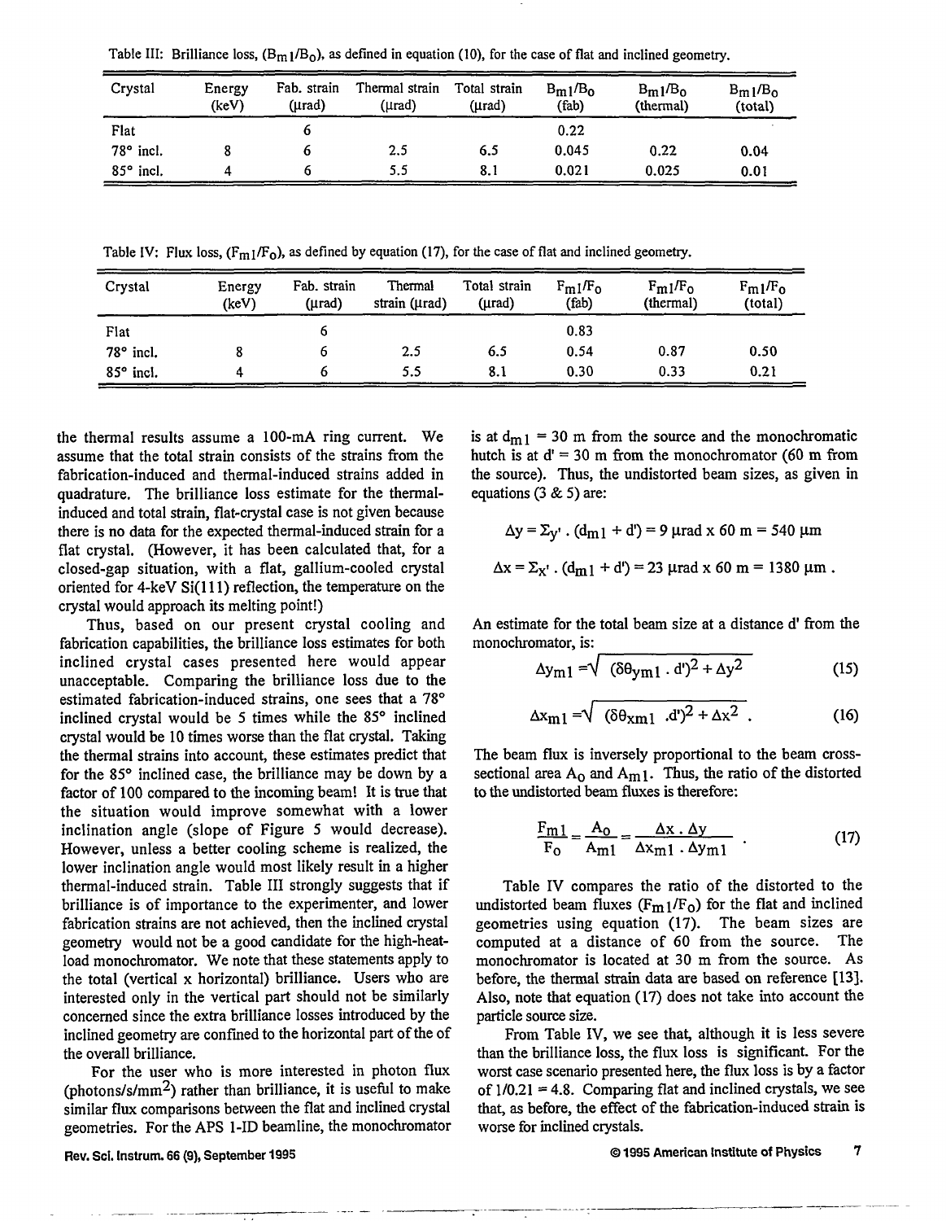Table III: Brilliance loss, ($B_{m1}/B_o$), as defined in equation (10), for the case of flat and inclined geometry.

| Crystal | Energy (keV) | Fab. strain (µrad) | Thermal strain (µrad) | Total strain (µrad) | $B_{m1}/B_o$ (fab) | $B_{m1}/B_o$ (thermal) | $B_{m1}/B_o$ (total) |
|---|---|---|---|---|---|---|---|
| Flat | | 6 | | | 0.22 | | |
| 78° incl. | 8 | 6 | 2.5 | 6.5 | 0.045 | 0.22 | 0.04 |
| 85° incl. | 4 | 6 | 5.5 | 8.1 | 0.021 | 0.025 | 0.01 |

Table IV: Flux loss, ($F_{m1}/F_o$), as defined by equation (17), for the case of flat and inclined geometry.

| Crystal | Energy (keV) | Fab. strain (µrad) | Thermal strain (µrad) | Total strain (µrad) | $F_{m1}/F_o$ (fab) | $F_{m1}/F_o$ (thermal) | $F_{m1}/F_o$ (total) |
|---|---|---|---|---|---|---|---|
| Flat | | 6 | | | 0.83 | | |
| 78° incl. | 8 | 6 | 2.5 | 6.5 | 0.54 | 0.87 | 0.50 |
| 85° incl. | 4 | 6 | 5.5 | 8.1 | 0.30 | 0.33 | 0.21 |

the thermal results assume a 100-mA ring current. We assume that the total strain consists of the strains from the fabrication-induced and thermal-induced strains added in quadrature. The brilliance loss estimate for the thermal-induced and total strain, flat-crystal case is not given because there is no data for the expected thermal-induced strain for a flat crystal. (However, it has been calculated that, for a closed-gap situation, with a flat, gallium-cooled crystal oriented for 4-keV Si(111) reflection, the temperature on the crystal would approach its melting point!)

Thus, based on our present crystal cooling and fabrication capabilities, the brilliance loss estimates for both inclined crystal cases presented here would appear unacceptable. Comparing the brilliance loss due to the estimated fabrication-induced strains, one sees that a 78° inclined crystal would be 5 times while the 85° inclined crystal would be 10 times worse than the flat crystal. Taking the thermal strains into account, these estimates predict that for the 85° inclined case, the brilliance may be down by a factor of 100 compared to the incoming beam! It is true that the situation would improve somewhat with a lower inclination angle (slope of Figure 5 would decrease). However, unless a better cooling scheme is realized, the lower inclination angle would most likely result in a higher thermal-induced strain. Table III strongly suggests that if brilliance is of importance to the experimenter, and lower fabrication strains are not achieved, then the inclined crystal geometry would not be a good candidate for the high-heat-load monochromator. We note that these statements apply to the total (vertical x horizontal) brilliance. Users who are interested only in the vertical part should not be similarly concerned since the extra brilliance losses introduced by the inclined geometry are confined to the horizontal part of the of the overall brilliance.

For the user who is more interested in photon flux (photons/s/mm$^2$) rather than brilliance, it is useful to make similar flux comparisons between the flat and inclined crystal geometries. For the APS 1-ID beamline, the monochromator is at $d_{m1}$ = 30 m from the source and the monochromatic hutch is at d' = 30 m from the monochromator (60 m from the source). Thus, the undistorted beam sizes, as given in equations (3 & 5) are:

$$\Delta y = \Sigma_{y'} \cdot (d_{m1} + d') = 9 \text{ µrad} \times 60 \text{ m} = 540 \text{ µm}$$

$$\Delta x = \Sigma_{x'} \cdot (d_{m1} + d') = 23 \text{ µrad} \times 60 \text{ m} = 1380 \text{ µm} .$$

An estimate for the total beam size at a distance d' from the monochromator, is:

$$\Delta y_{m1} = \sqrt{(\delta\theta_{ym1} \cdot d')^2 + \Delta y^2} \qquad (15)$$

$$\Delta x_{m1} = \sqrt{(\delta\theta_{xm1} \cdot d')^2 + \Delta x^2} . \qquad (16)$$

The beam flux is inversely proportional to the beam cross-sectional area $A_o$ and $A_{m1}$. Thus, the ratio of the distorted to the undistorted beam fluxes is therefore:

$$\frac{F_{m1}}{F_o} = \frac{A_o}{A_{m1}} = \frac{\Delta x \cdot \Delta y}{\Delta x_{m1} \cdot \Delta y_{m1}} . \qquad (17)$$

Table IV compares the ratio of the distorted to the undistorted beam fluxes ($F_{m1}/F_o$) for the flat and inclined geometries using equation (17). The beam sizes are computed at a distance of 60 from the source. The monochromator is located at 30 m from the source. As before, the thermal strain data are based on reference [13]. Also, note that equation (17) does not take into account the particle source size.

From Table IV, we see that, although it is less severe than the brilliance loss, the flux loss is significant. For the worst case scenario presented here, the flux loss is by a factor of 1/0.21 = 4.8. Comparing flat and inclined crystals, we see that, as before, the effect of the fabrication-induced strain is worse for inclined crystals.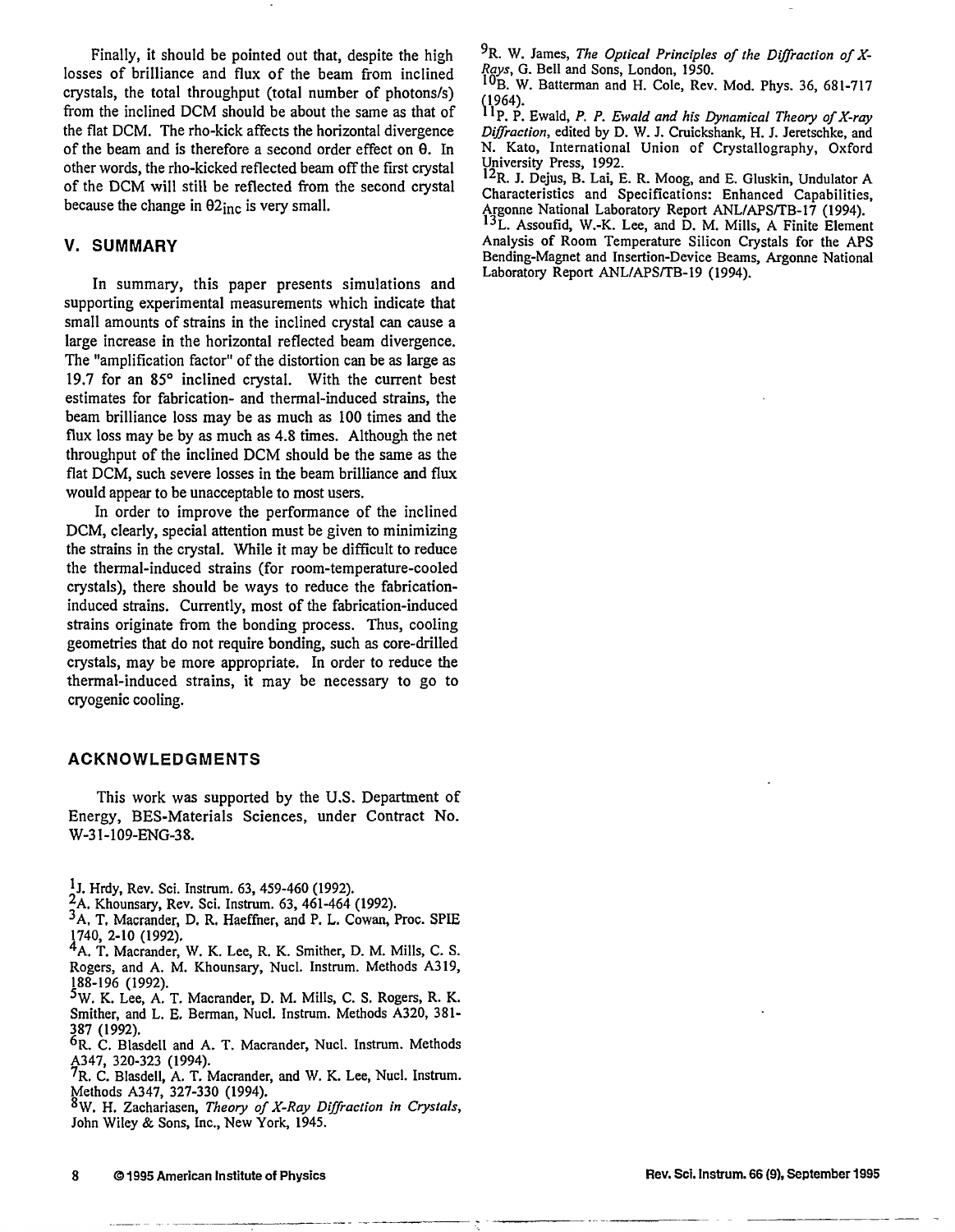Finally, it should be pointed out that, despite the high losses of brilliance and flux of the beam from inclined crystals, the total throughput (total number of photons/s) from the inclined DCM should be about the same as that of the flat DCM. The rho-kick affects the horizontal divergence of the beam and is therefore a second order effect on $\theta$. In other words, the rho-kicked reflected beam off the first crystal of the DCM will still be reflected from the second crystal because the change in $\theta 2_{inc}$ is very small.

## V. SUMMARY

In summary, this paper presents simulations and supporting experimental measurements which indicate that small amounts of strains in the inclined crystal can cause a large increase in the horizontal reflected beam divergence. The "amplification factor" of the distortion can be as large as 19.7 for an 85° inclined crystal. With the current best estimates for fabrication- and thermal-induced strains, the beam brilliance loss may be as much as 100 times and the flux loss may be by as much as 4.8 times. Although the net throughput of the inclined DCM should be the same as the flat DCM, such severe losses in the beam brilliance and flux would appear to be unacceptable to most users.

In order to improve the performance of the inclined DCM, clearly, special attention must be given to minimizing the strains in the crystal. While it may be difficult to reduce the thermal-induced strains (for room-temperature-cooled crystals), there should be ways to reduce the fabrication-induced strains. Currently, most of the fabrication-induced strains originate from the bonding process. Thus, cooling geometries that do not require bonding, such as core-drilled crystals, may be more appropriate. In order to reduce the thermal-induced strains, it may be necessary to go to cryogenic cooling.

## ACKNOWLEDGMENTS

This work was supported by the U.S. Department of Energy, BES-Materials Sciences, under Contract No. W-31-109-ENG-38.

[1] J. Hrdy, Rev. Sci. Instrum. 63, 459-460 (1992).
[2] A. Khounsary, Rev. Sci. Instrum. 63, 461-464 (1992).
[3] A. T. Macrander, D. R. Haeffner, and P. L. Cowan, Proc. SPIE 1740, 2-10 (1992).
[4] A. T. Macrander, W. K. Lee, R. K. Smither, D. M. Mills, C. S. Rogers, and A. M. Khounsary, Nucl. Instrum. Methods A319, 188-196 (1992).
[5] W. K. Lee, A. T. Macrander, D. M. Mills, C. S. Rogers, R. K. Smither, and L. E. Berman, Nucl. Instrum. Methods A320, 381-387 (1992).
[6] R. C. Blasdell and A. T. Macrander, Nucl. Instrum. Methods A347, 320-323 (1994).
[7] R. C. Blasdell, A. T. Macrander, and W. K. Lee, Nucl. Instrum. Methods A347, 327-330 (1994).
[8] W. H. Zachariasen, *Theory of X-Ray Diffraction in Crystals*, John Wiley & Sons, Inc., New York, 1945.
[9] R. W. James, *The Optical Principles of the Diffraction of X-Rays*, G. Bell and Sons, London, 1950.
[10] B. W. Batterman and H. Cole, Rev. Mod. Phys. 36, 681-717 (1964).
[11] P. P. Ewald, *P. P. Ewald and his Dynamical Theory of X-ray Diffraction*, edited by D. W. J. Cruickshank, H. J. Jeretschke, and N. Kato, International Union of Crystallography, Oxford University Press, 1992.
[12] R. J. Dejus, B. Lai, E. R. Moog, and E. Gluskin, Undulator A Characteristics and Specifications: Enhanced Capabilities, Argonne National Laboratory Report ANL/APS/TB-17 (1994).
[13] L. Assoufid, W.-K. Lee, and D. M. Mills, A Finite Element Analysis of Room Temperature Silicon Crystals for the APS Bending-Magnet and Insertion-Device Beams, Argonne National Laboratory Report ANL/APS/TB-19 (1994).